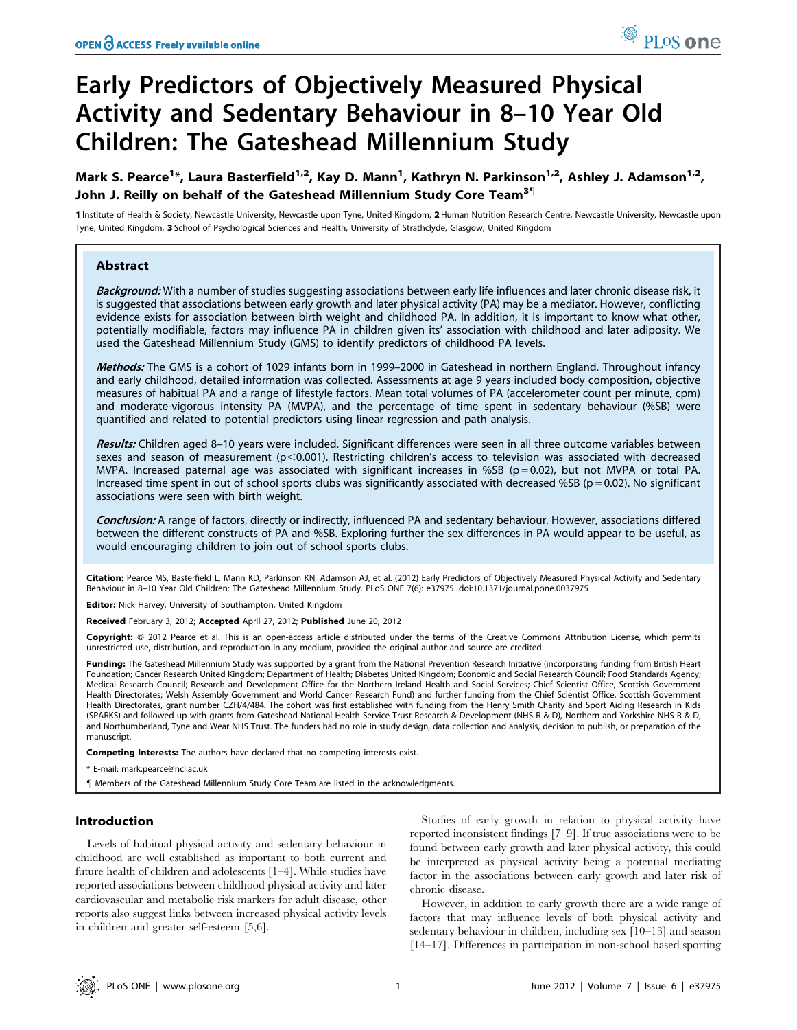# Early Predictors of Objectively Measured Physical Activity and Sedentary Behaviour in 8–10 Year Old Children: The Gateshead Millennium Study

**Mark S. Pearce[1]*, Laura Basterfield[1,2], Kay D. Mann[1], Kathryn N. Parkinson[1,2], Ashley J. Adamson[1,2], John J. Reilly on behalf of the Gateshead Millennium Study Core Team[3¶]**

1 Institute of Health & Society, Newcastle University, Newcastle upon Tyne, United Kingdom, 2 Human Nutrition Research Centre, Newcastle University, Newcastle upon Tyne, United Kingdom, 3 School of Psychological Sciences and Health, University of Strathclyde, Glasgow, United Kingdom

## Abstract

***Background:*** With a number of studies suggesting associations between early life influences and later chronic disease risk, it is suggested that associations between early growth and later physical activity (PA) may be a mediator. However, conflicting evidence exists for association between birth weight and childhood PA. In addition, it is important to know what other, potentially modifiable, factors may influence PA in children given its' association with childhood and later adiposity. We used the Gateshead Millennium Study (GMS) to identify predictors of childhood PA levels.

***Methods:*** The GMS is a cohort of 1029 infants born in 1999–2000 in Gateshead in northern England. Throughout infancy and early childhood, detailed information was collected. Assessments at age 9 years included body composition, objective measures of habitual PA and a range of lifestyle factors. Mean total volumes of PA (accelerometer count per minute, cpm) and moderate-vigorous intensity PA (MVPA), and the percentage of time spent in sedentary behaviour (%SB) were quantified and related to potential predictors using linear regression and path analysis.

***Results:*** Children aged 8–10 years were included. Significant differences were seen in all three outcome variables between sexes and season of measurement ($p<0.001$). Restricting children's access to television was associated with decreased MVPA. Increased paternal age was associated with significant increases in %SB ($p=0.02$), but not MVPA or total PA. Increased time spent in out of school sports clubs was significantly associated with decreased %SB ($p=0.02$). No significant associations were seen with birth weight.

***Conclusion:*** A range of factors, directly or indirectly, influenced PA and sedentary behaviour. However, associations differed between the different constructs of PA and %SB. Exploring further the sex differences in PA would appear to be useful, as would encouraging children to join out of school sports clubs.

**Citation:** Pearce MS, Basterfield L, Mann KD, Parkinson KN, Adamson AJ, et al. (2012) Early Predictors of Objectively Measured Physical Activity and Sedentary Behaviour in 8–10 Year Old Children: The Gateshead Millennium Study. PLoS ONE 7(6): e37975. doi:10.1371/journal.pone.0037975

**Editor:** Nick Harvey, University of Southampton, United Kingdom

**Received** February 3, 2012; **Accepted** April 27, 2012; **Published** June 20, 2012

**Copyright:** © 2012 Pearce et al. This is an open-access article distributed under the terms of the Creative Commons Attribution License, which permits unrestricted use, distribution, and reproduction in any medium, provided the original author and source are credited.

**Funding:** The Gateshead Millennium Study was supported by a grant from the National Prevention Research Initiative (incorporating funding from British Heart Foundation; Cancer Research United Kingdom; Department of Health; Diabetes United Kingdom; Economic and Social Research Council; Food Standards Agency; Medical Research Council; Research and Development Office for the Northern Ireland Health and Social Services; Chief Scientist Office, Scottish Government Health Directorates; Welsh Assembly Government and World Cancer Research Fund) and further funding from the Chief Scientist Office, Scottish Government Health Directorates, grant number CZH/4/484. The cohort was first established with funding from the Henry Smith Charity and Sport Aiding Research in Kids (SPARKS) and followed up with grants from Gateshead National Health Service Trust Research & Development (NHS R & D), Northern and Yorkshire NHS R & D, and Northumberland, Tyne and Wear NHS Trust. The funders had no role in study design, data collection and analysis, decision to publish, or preparation of the manuscript.

**Competing Interests:** The authors have declared that no competing interests exist.

* E-mail: mark.pearce@ncl.ac.uk

¶ Members of the Gateshead Millennium Study Core Team are listed in the acknowledgments.

## Introduction

Levels of habitual physical activity and sedentary behaviour in childhood are well established as important to both current and future health of children and adolescents [1–4]. While studies have reported associations between childhood physical activity and later cardiovascular and metabolic risk markers for adult disease, other reports also suggest links between increased physical activity levels in children and greater self-esteem [5,6].

Studies of early growth in relation to physical activity have reported inconsistent findings [7–9]. If true associations were to be found between early growth and later physical activity, this could be interpreted as physical activity being a potential mediating factor in the associations between early growth and later risk of chronic disease.

However, in addition to early growth there are a wide range of factors that may influence levels of both physical activity and sedentary behaviour in children, including sex [10–13] and season [14–17]. Differences in participation in non-school based sporting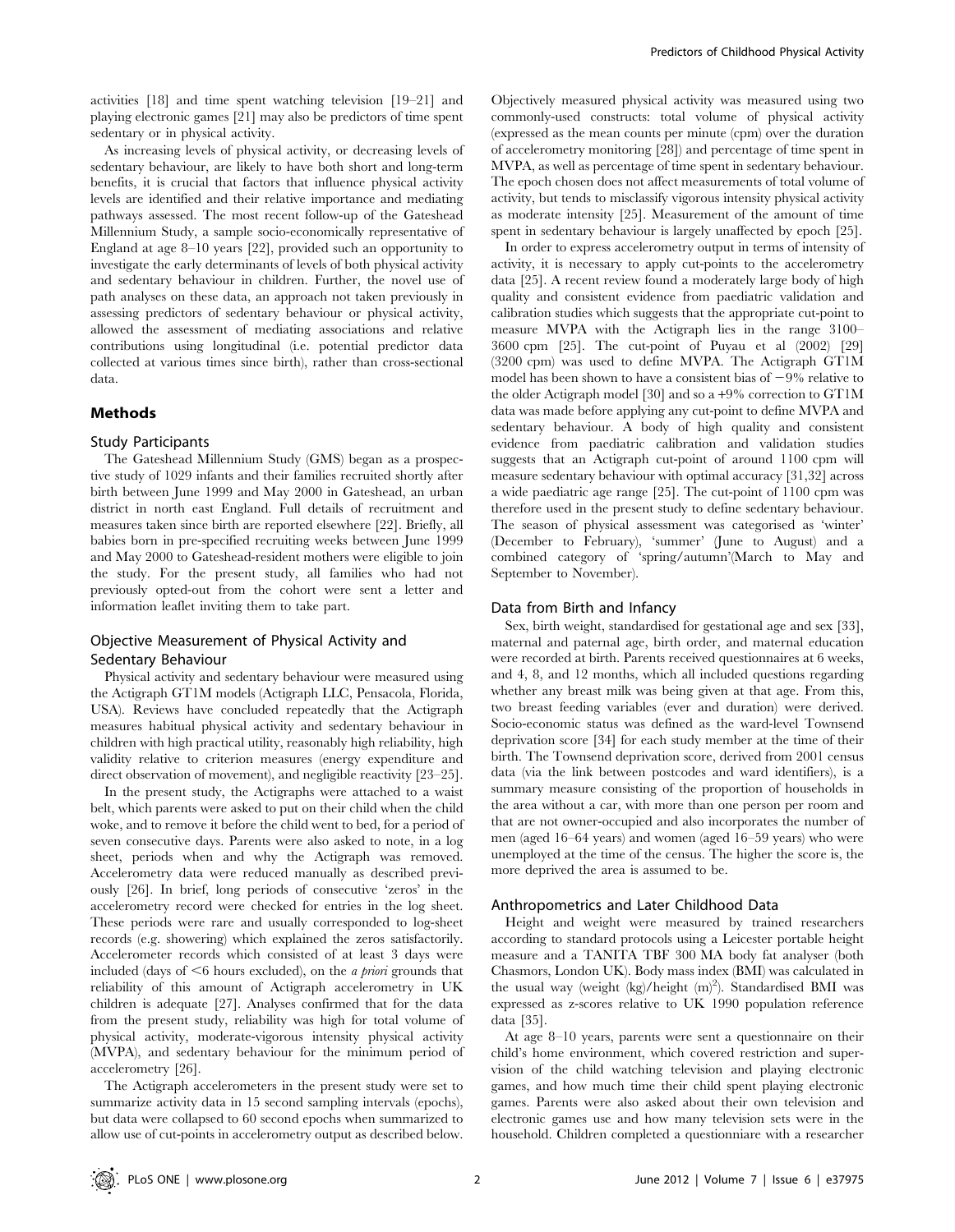activities [18] and time spent watching television [19–21] and playing electronic games [21] may also be predictors of time spent sedentary or in physical activity.

As increasing levels of physical activity, or decreasing levels of sedentary behaviour, are likely to have both short and long-term benefits, it is crucial that factors that influence physical activity levels are identified and their relative importance and mediating pathways assessed. The most recent follow-up of the Gateshead Millennium Study, a sample socio-economically representative of England at age 8–10 years [22], provided such an opportunity to investigate the early determinants of levels of both physical activity and sedentary behaviour in children. Further, the novel use of path analyses on these data, an approach not taken previously in assessing predictors of sedentary behaviour or physical activity, allowed the assessment of mediating associations and relative contributions using longitudinal (i.e. potential predictor data collected at various times since birth), rather than cross-sectional data.

## Methods

### Study Participants

The Gateshead Millennium Study (GMS) began as a prospective study of 1029 infants and their families recruited shortly after birth between June 1999 and May 2000 in Gateshead, an urban district in north east England. Full details of recruitment and measures taken since birth are reported elsewhere [22]. Briefly, all babies born in pre-specified recruiting weeks between June 1999 and May 2000 to Gateshead-resident mothers were eligible to join the study. For the present study, all families who had not previously opted-out from the cohort were sent a letter and information leaflet inviting them to take part.

### Objective Measurement of Physical Activity and Sedentary Behaviour

Physical activity and sedentary behaviour were measured using the Actigraph GT1M models (Actigraph LLC, Pensacola, Florida, USA). Reviews have concluded repeatedly that the Actigraph measures habitual physical activity and sedentary behaviour in children with high practical utility, reasonably high reliability, high validity relative to criterion measures (energy expenditure and direct observation of movement), and negligible reactivity [23–25].

In the present study, the Actigraphs were attached to a waist belt, which parents were asked to put on their child when the child woke, and to remove it before the child went to bed, for a period of seven consecutive days. Parents were also asked to note, in a log sheet, periods when and why the Actigraph was removed. Accelerometry data were reduced manually as described previously [26]. In brief, long periods of consecutive 'zeros' in the accelerometry record were checked for entries in the log sheet. These periods were rare and usually corresponded to log-sheet records (e.g. showering) which explained the zeros satisfactorily. Accelerometer records which consisted of at least 3 days were included (days of <6 hours excluded), on the *a priori* grounds that reliability of this amount of Actigraph accelerometry in UK children is adequate [27]. Analyses confirmed that for the data from the present study, reliability was high for total volume of physical activity, moderate-vigorous intensity physical activity (MVPA), and sedentary behaviour for the minimum period of accelerometry [26].

The Actigraph accelerometers in the present study were set to summarize activity data in 15 second sampling intervals (epochs), but data were collapsed to 60 second epochs when summarized to allow use of cut-points in accelerometry output as described below. Objectively measured physical activity was measured using two commonly-used constructs: total volume of physical activity (expressed as the mean counts per minute (cpm) over the duration of accelerometry monitoring [28]) and percentage of time spent in MVPA, as well as percentage of time spent in sedentary behaviour. The epoch chosen does not affect measurements of total volume of activity, but tends to misclassify vigorous intensity physical activity as moderate intensity [25]. Measurement of the amount of time spent in sedentary behaviour is largely unaffected by epoch [25].

In order to express accelerometry output in terms of intensity of activity, it is necessary to apply cut-points to the accelerometry data [25]. A recent review found a moderately large body of high quality and consistent evidence from paediatric validation and calibration studies which suggests that the appropriate cut-point to measure MVPA with the Actigraph lies in the range 3100–3600 cpm [25]. The cut-point of Puyau et al (2002) [29] (3200 cpm) was used to define MVPA. The Actigraph GT1M model has been shown to have a consistent bias of −9% relative to the older Actigraph model [30] and so a +9% correction to GT1M data was made before applying any cut-point to define MVPA and sedentary behaviour. A body of high quality and consistent evidence from paediatric calibration and validation studies suggests that an Actigraph cut-point of around 1100 cpm will measure sedentary behaviour with optimal accuracy [31,32] across a wide paediatric age range [25]. The cut-point of 1100 cpm was therefore used in the present study to define sedentary behaviour. The season of physical assessment was categorised as 'winter' (December to February), 'summer' (June to August) and a combined category of 'spring/autumn'(March to May and September to November).

### Data from Birth and Infancy

Sex, birth weight, standardised for gestational age and sex [33], maternal and paternal age, birth order, and maternal education were recorded at birth. Parents received questionnaires at 6 weeks, and 4, 8, and 12 months, which all included questions regarding whether any breast milk was being given at that age. From this, two breast feeding variables (ever and duration) were derived. Socio-economic status was defined as the ward-level Townsend deprivation score [34] for each study member at the time of their birth. The Townsend deprivation score, derived from 2001 census data (via the link between postcodes and ward identifiers), is a summary measure consisting of the proportion of households in the area without a car, with more than one person per room and that are not owner-occupied and also incorporates the number of men (aged 16–64 years) and women (aged 16–59 years) who were unemployed at the time of the census. The higher the score is, the more deprived the area is assumed to be.

### Anthropometrics and Later Childhood Data

Height and weight were measured by trained researchers according to standard protocols using a Leicester portable height measure and a TANITA TBF 300 MA body fat analyser (both Chasmors, London UK). Body mass index (BMI) was calculated in the usual way (weight (kg)/height (m)$^2$). Standardised BMI was expressed as z-scores relative to UK 1990 population reference data [35].

At age 8–10 years, parents were sent a questionnaire on their child's home environment, which covered restriction and supervision of the child watching television and playing electronic games, and how much time their child spent playing electronic games. Parents were also asked about their own television and electronic games use and how many television sets were in the household. Children completed a questionniare with a researcher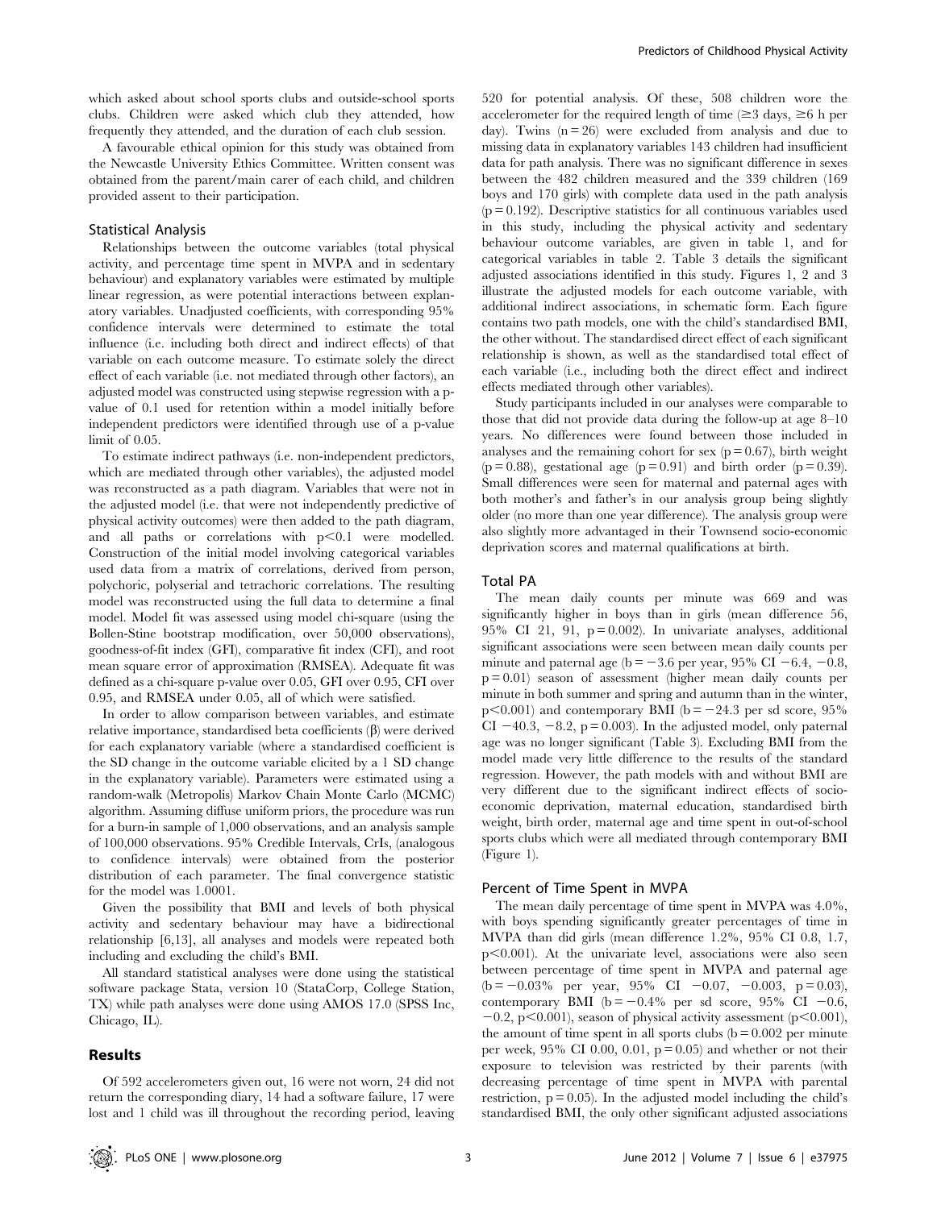which asked about school sports clubs and outside-school sports clubs. Children were asked which club they attended, how frequently they attended, and the duration of each club session.

A favourable ethical opinion for this study was obtained from the Newcastle University Ethics Committee. Written consent was obtained from the parent/main carer of each child, and children provided assent to their participation.

### Statistical Analysis

Relationships between the outcome variables (total physical activity, and percentage time spent in MVPA and in sedentary behaviour) and explanatory variables were estimated by multiple linear regression, as were potential interactions between explanatory variables. Unadjusted coefficients, with corresponding 95% confidence intervals were determined to estimate the total influence (i.e. including both direct and indirect effects) of that variable on each outcome measure. To estimate solely the direct effect of each variable (i.e. not mediated through other factors), an adjusted model was constructed using stepwise regression with a p-value of 0.1 used for retention within a model initially before independent predictors were identified through use of a p-value limit of 0.05.

To estimate indirect pathways (i.e. non-independent predictors, which are mediated through other variables), the adjusted model was reconstructed as a path diagram. Variables that were not in the adjusted model (i.e. that were not independently predictive of physical activity outcomes) were then added to the path diagram, and all paths or correlations with $p<0.1$ were modelled. Construction of the initial model involving categorical variables used data from a matrix of correlations, derived from person, polychoric, polyserial and tetrachoric correlations. The resulting model was reconstructed using the full data to determine a final model. Model fit was assessed using model chi-square (using the Bollen-Stine bootstrap modification, over 50,000 observations), goodness-of-fit index (GFI), comparative fit index (CFI), and root mean square error of approximation (RMSEA). Adequate fit was defined as a chi-square p-value over 0.05, GFI over 0.95, CFI over 0.95, and RMSEA under 0.05, all of which were satisfied.

In order to allow comparison between variables, and estimate relative importance, standardised beta coefficients ($\beta$) were derived for each explanatory variable (where a standardised coefficient is the SD change in the outcome variable elicited by a 1 SD change in the explanatory variable). Parameters were estimated using a random-walk (Metropolis) Markov Chain Monte Carlo (MCMC) algorithm. Assuming diffuse uniform priors, the procedure was run for a burn-in sample of 1,000 observations, and an analysis sample of 100,000 observations. 95% Credible Intervals, CrIs, (analogous to confidence intervals) were obtained from the posterior distribution of each parameter. The final convergence statistic for the model was 1.0001.

Given the possibility that BMI and levels of both physical activity and sedentary behaviour may have a bidirectional relationship [6,13], all analyses and models were repeated both including and excluding the child's BMI.

All standard statistical analyses were done using the statistical software package Stata, version 10 (StataCorp, College Station, TX) while path analyses were done using AMOS 17.0 (SPSS Inc, Chicago, IL).

## Results

Of 592 accelerometers given out, 16 were not worn, 24 did not return the corresponding diary, 14 had a software failure, 17 were lost and 1 child was ill throughout the recording period, leaving 520 for potential analysis. Of these, 508 children wore the accelerometer for the required length of time ($\geq$3 days, $\geq$6 h per day). Twins (n = 26) were excluded from analysis and due to missing data in explanatory variables 143 children had insufficient data for path analysis. There was no significant difference in sexes between the 482 children measured and the 339 children (169 boys and 170 girls) with complete data used in the path analysis (p = 0.192). Descriptive statistics for all continuous variables used in this study, including the physical activity and sedentary behaviour outcome variables, are given in table 1, and for categorical variables in table 2. Table 3 details the significant adjusted associations identified in this study. Figures 1, 2 and 3 illustrate the adjusted models for each outcome variable, with additional indirect associations, in schematic form. Each figure contains two path models, one with the child's standardised BMI, the other without. The standardised direct effect of each significant relationship is shown, as well as the standardised total effect of each variable (i.e., including both the direct effect and indirect effects mediated through other variables).

Study participants included in our analyses were comparable to those that did not provide data during the follow-up at age 8–10 years. No differences were found between those included in analyses and the remaining cohort for sex (p = 0.67), birth weight (p = 0.88), gestational age (p = 0.91) and birth order (p = 0.39). Small differences were seen for maternal and paternal ages with both mother's and father's in our analysis group being slightly older (no more than one year difference). The analysis group were also slightly more advantaged in their Townsend socio-economic deprivation scores and maternal qualifications at birth.

### Total PA

The mean daily counts per minute was 669 and was significantly higher in boys than in girls (mean difference 56, 95% CI 21, 91, p = 0.002). In univariate analyses, additional significant associations were seen between mean daily counts per minute and paternal age (b = −3.6 per year, 95% CI −6.4, −0.8, p = 0.01) season of assessment (higher mean daily counts per minute in both summer and spring and autumn than in the winter, $p<0.001$) and contemporary BMI (b = −24.3 per sd score, 95% CI −40.3, −8.2, p = 0.003). In the adjusted model, only paternal age was no longer significant (Table 3). Excluding BMI from the model made very little difference to the results of the standard regression. However, the path models with and without BMI are very different due to the significant indirect effects of socio-economic deprivation, maternal education, standardised birth weight, birth order, maternal age and time spent in out-of-school sports clubs which were all mediated through contemporary BMI (Figure 1).

### Percent of Time Spent in MVPA

The mean daily percentage of time spent in MVPA was 4.0%, with boys spending significantly greater percentages of time in MVPA than did girls (mean difference 1.2%, 95% CI 0.8, 1.7, $p<0.001$). At the univariate level, associations were also seen between percentage of time spent in MVPA and paternal age (b = −0.03% per year, 95% CI −0.07, −0.003, p = 0.03), contemporary BMI (b = −0.4% per sd score, 95% CI −0.6, −0.2, $p<0.001$), season of physical activity assessment ($p<0.001$), the amount of time spent in all sports clubs (b = 0.002 per minute per week, 95% CI 0.00, 0.01, p = 0.05) and whether or not their exposure to television was restricted by their parents (with decreasing percentage of time spent in MVPA with parental restriction, p = 0.05). In the adjusted model including the child's standardised BMI, the only other significant adjusted associations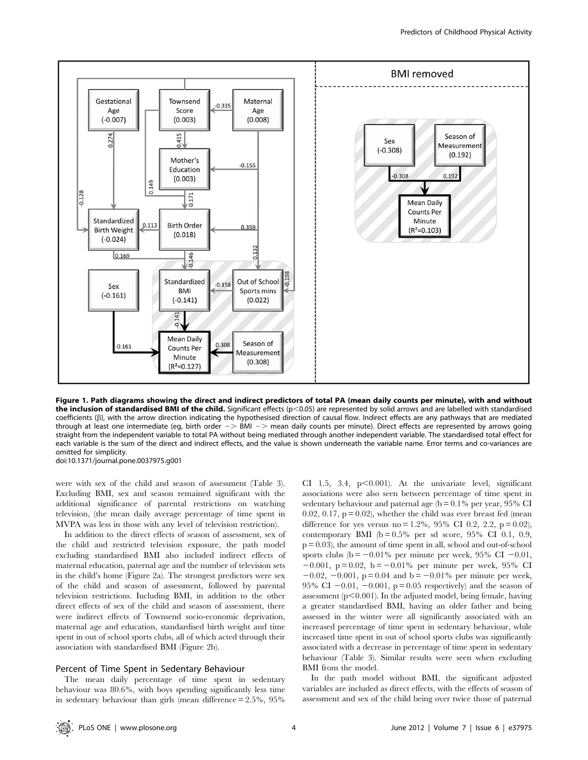**Figure 1. Path diagrams showing the direct and indirect predictors of total PA (mean daily counts per minute), with and without the inclusion of standardised BMI of the child.** Significant effects ($p<0.05$) are represented by solid arrows and are labelled with standardised coefficients (β), with the arrow direction indicating the hypothesised direction of causal flow. Indirect effects are any pathways that are mediated through at least one intermediate (eg, birth order −> BMI −> mean daily counts per minute). Direct effects are represented by arrows going straight from the independent variable to total PA without being mediated through another independent variable. The standardised total effect for each variable is the sum of the direct and indirect effects, and the value is shown underneath the variable name. Error terms and co-variances are omitted for simplicity.
doi:10.1371/journal.pone.0037975.g001

were with sex of the child and season of assessment (Table 3). Excluding BMI, sex and season remained significant with the additional significance of parental restrictions on watching television, (the mean daily average percentage of time spent in MVPA was less in those with any level of television restriction).

In addition to the direct effects of season of assessment, sex of the child and restricted television exposure, the path model excluding standardised BMI also included indirect effects of maternal education, paternal age and the number of television sets in the child's home (Figure 2a). The strongest predictors were sex of the child and season of assessment, followed by parental television restrictions. Including BMI, in addition to the other direct effects of sex of the child and season of assessment, there were indirect effects of Townsend socio-economic deprivation, maternal age and education, standardised birth weight and time spent in out of school sports clubs, all of which acted through their association with standardised BMI (Figure 2b).

## Percent of Time Spent in Sedentary Behaviour

The mean daily percentage of time spent in sedentary behaviour was 80.6%, with boys spending significantly less time in sedentary behaviour than girls (mean difference = 2.5%, 95% CI 1.5, 3.4, $p<0.001$). At the univariate level, significant associations were also seen between percentage of time spent in sedentary behaviour and paternal age (b = 0.1% per year, 95% CI 0.02, 0.17, p = 0.02), whether the child was ever breast fed (mean difference for yes versus no = 1.2%, 95% CI 0.2, 2.2, p = 0.02), contemporary BMI (b = 0.5% per sd score, 95% CI 0.1, 0.9, p = 0.03), the amount of time spent in all, school and out-of-school sports clubs (b = −0.01% per minute per week, 95% CI −0.01, −0.001, p = 0.02, b = −0.01% per minute per week, 95% CI −0.02, −0.001, p = 0.04 and b = −0.01% per minute per week, 95% CI −0.01, −0.001, p = 0.05 respectively) and the season of assessment ($p<0.001$). In the adjusted model, being female, having a greater standardised BMI, having an older father and being assessed in the winter were all significantly associated with an increased percentage of time spent in sedentary behaviour, while increased time spent in out of school sports clubs was significantly associated with a decrease in percentage of time spent in sedentary behaviour (Table 3). Similar results were seen when excluding BMI from the model.

In the path model without BMI, the significant adjusted variables are included as direct effects, with the effects of season of assessment and sex of the child being over twice those of paternal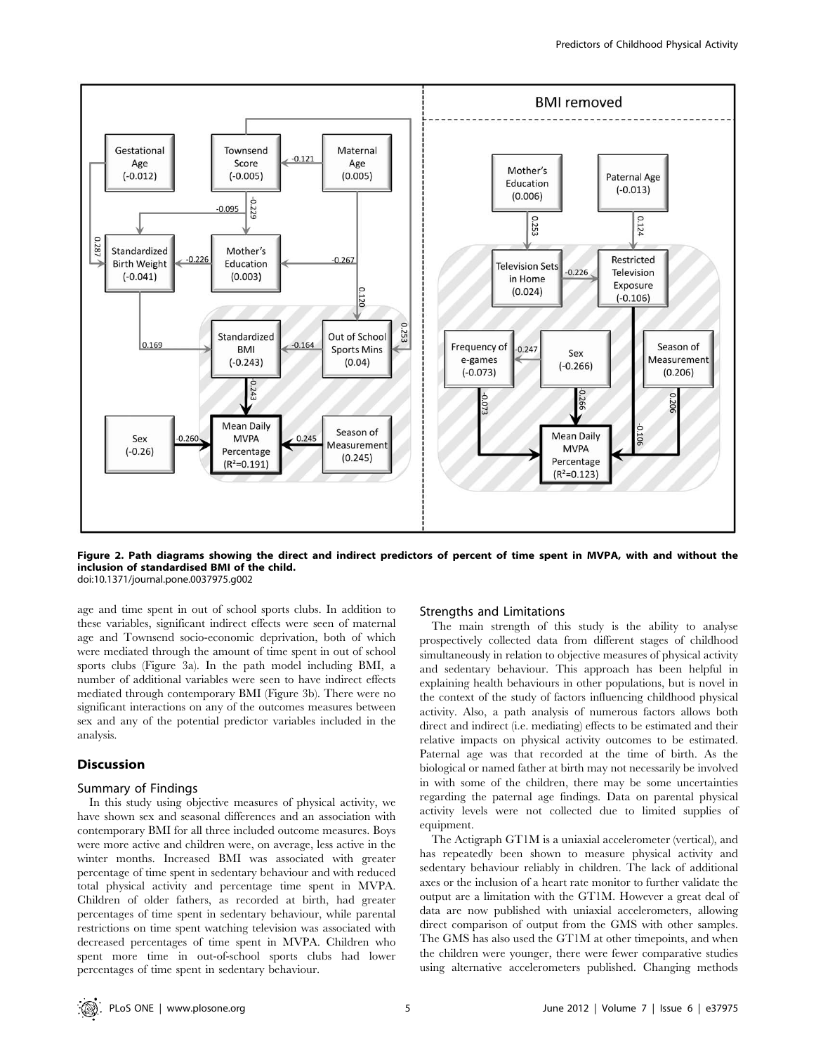Gestational Age (-0.012)

Townsend Score (-0.005)

Maternal Age (0.005)

-0.121

-0.229

-0.095

0.287

Standardized Birth Weight (-0.041)

-0.226

Mother's Education (0.003)

-0.267

0.120

0.253

0.169

Standardized BMI (-0.243)

-0.164

Out of School Sports Mins (0.04)

-0.243

Sex (-0.26)

-0.260

Mean Daily MVPA Percentage ($R^2$=0.191)

0.245

Season of Measurement (0.245)

BMI removed

Mother's Education (0.006)

Paternal Age (-0.013)

0.253

0.124

Television Sets in Home (0.024)

-0.226

Restricted Television Exposure (-0.106)

Frequency of e-games (-0.073)

-0.247

Sex (-0.266)

Season of Measurement (0.206)

-0.073

-0.266

-0.106

0.206

Mean Daily MVPA Percentage ($R^2$=0.123)

**Figure 2. Path diagrams showing the direct and indirect predictors of percent of time spent in MVPA, with and without the inclusion of standardised BMI of the child.**
doi:10.1371/journal.pone.0037975.g002

age and time spent in out of school sports clubs. In addition to these variables, significant indirect effects were seen of maternal age and Townsend socio-economic deprivation, both of which were mediated through the amount of time spent in out of school sports clubs (Figure 3a). In the path model including BMI, a number of additional variables were seen to have indirect effects mediated through contemporary BMI (Figure 3b). There were no significant interactions on any of the outcomes measures between sex and any of the potential predictor variables included in the analysis.

## Discussion

### Summary of Findings

In this study using objective measures of physical activity, we have shown sex and seasonal differences and an association with contemporary BMI for all three included outcome measures. Boys were more active and children were, on average, less active in the winter months. Increased BMI was associated with greater percentage of time spent in sedentary behaviour and with reduced total physical activity and percentage time spent in MVPA. Children of older fathers, as recorded at birth, had greater percentages of time spent in sedentary behaviour, while parental restrictions on time spent watching television was associated with decreased percentages of time spent in MVPA. Children who spent more time in out-of-school sports clubs had lower percentages of time spent in sedentary behaviour.

### Strengths and Limitations

The main strength of this study is the ability to analyse prospectively collected data from different stages of childhood simultaneously in relation to objective measures of physical activity and sedentary behaviour. This approach has been helpful in explaining health behaviours in other populations, but is novel in the context of the study of factors influencing childhood physical activity. Also, a path analysis of numerous factors allows both direct and indirect (i.e. mediating) effects to be estimated and their relative impacts on physical activity outcomes to be estimated. Paternal age was that recorded at the time of birth. As the biological or named father at birth may not necessarily be involved in with some of the children, there may be some uncertainties regarding the paternal age findings. Data on parental physical activity levels were not collected due to limited supplies of equipment.

The Actigraph GT1M is a uniaxial accelerometer (vertical), and has repeatedly been shown to measure physical activity and sedentary behaviour reliably in children. The lack of additional axes or the inclusion of a heart rate monitor to further validate the output are a limitation with the GT1M. However a great deal of data are now published with uniaxial accelerometers, allowing direct comparison of output from the GMS with other samples. The GMS has also used the GT1M at other timepoints, and when the children were younger, there were fewer comparative studies using alternative accelerometers published. Changing methods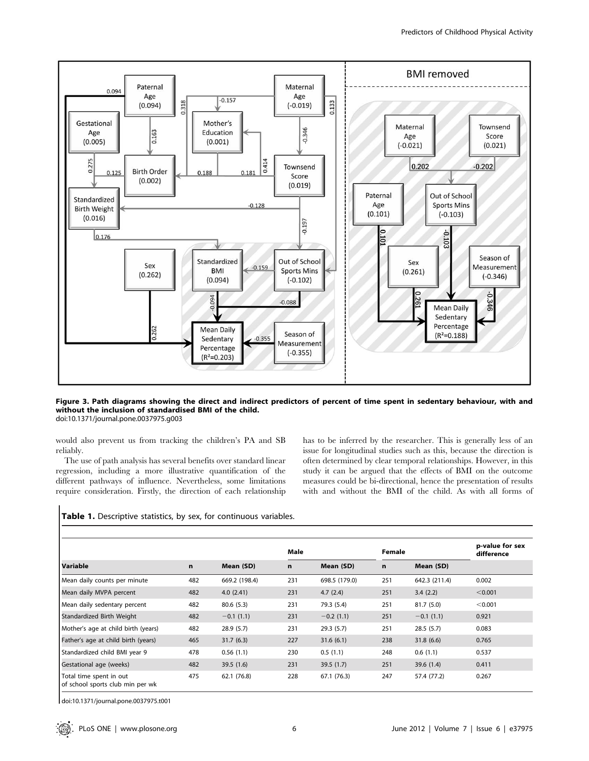**Figure 3. Path diagrams showing the direct and indirect predictors of percent of time spent in sedentary behaviour, with and without the inclusion of standardised BMI of the child.**
doi:10.1371/journal.pone.0037975.g003

would also prevent us from tracking the children's PA and SB reliably.

The use of path analysis has several benefits over standard linear regression, including a more illustrative quantification of the different pathways of influence. Nevertheless, some limitations require consideration. Firstly, the direction of each relationship has to be inferred by the researcher. This is generally less of an issue for longitudinal studies such as this, because the direction is often determined by clear temporal relationships. However, in this study it can be argued that the effects of BMI on the outcome measures could be bi-directional, hence the presentation of results with and without the BMI of the child. As with all forms of

**Table 1.** Descriptive statistics, by sex, for continuous variables.

| | | | Male | | Female | | p-value for sex difference |
|---|---|---|---|---|---|---|---|
| **Variable** | **n** | **Mean (SD)** | **n** | **Mean (SD)** | **n** | **Mean (SD)** | |
| Mean daily counts per minute | 482 | 669.2 (198.4) | 231 | 698.5 (179.0) | 251 | 642.3 (211.4) | 0.002 |
| Mean daily MVPA percent | 482 | 4.0 (2.41) | 231 | 4.7 (2.4) | 251 | 3.4 (2.2) | <0.001 |
| Mean daily sedentary percent | 482 | 80.6 (5.3) | 231 | 79.3 (5.4) | 251 | 81.7 (5.0) | <0.001 |
| Standardized Birth Weight | 482 | −0.1 (1.1) | 231 | −0.2 (1.1) | 251 | −0.1 (1.1) | 0.921 |
| Mother's age at child birth (years) | 482 | 28.9 (5.7) | 231 | 29.3 (5.7) | 251 | 28.5 (5.7) | 0.083 |
| Father's age at child birth (years) | 465 | 31.7 (6.3) | 227 | 31.6 (6.1) | 238 | 31.8 (6.6) | 0.765 |
| Standardized child BMI year 9 | 478 | 0.56 (1.1) | 230 | 0.5 (1.1) | 248 | 0.6 (1.1) | 0.537 |
| Gestational age (weeks) | 482 | 39.5 (1.6) | 231 | 39.5 (1.7) | 251 | 39.6 (1.4) | 0.411 |
| Total time spent in out of school sports club min per wk | 475 | 62.1 (76.8) | 228 | 67.1 (76.3) | 247 | 57.4 (77.2) | 0.267 |

doi:10.1371/journal.pone.0037975.t001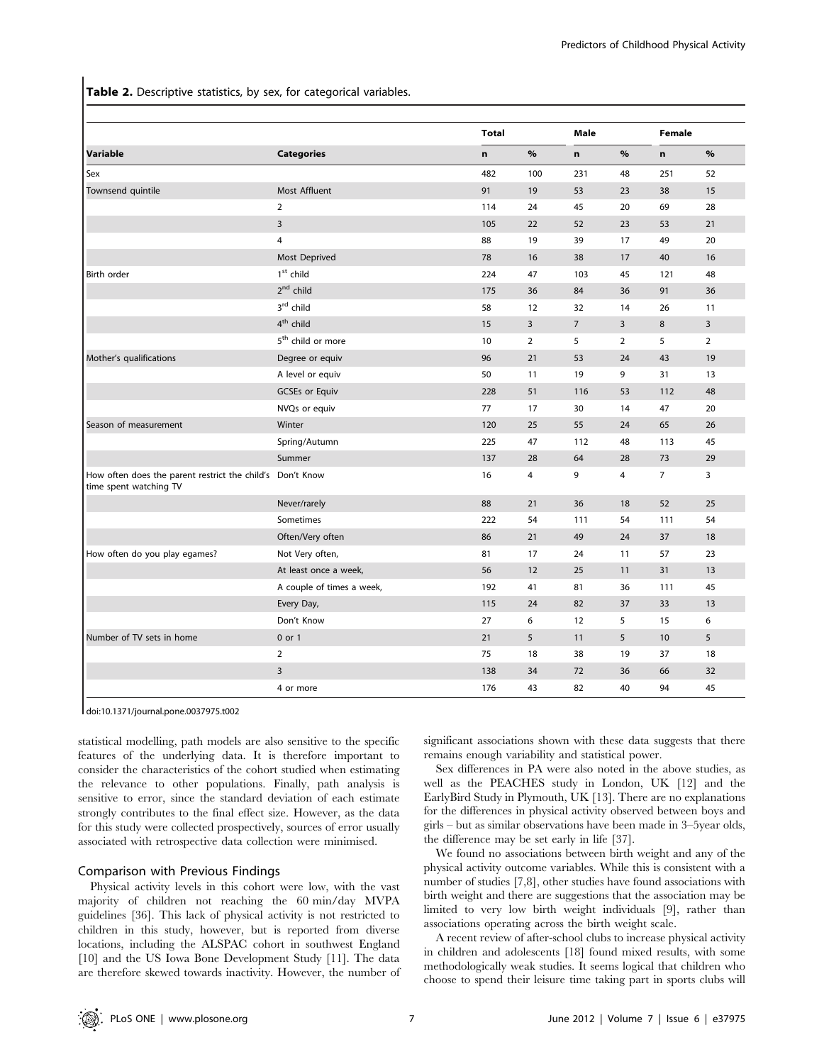**Table 2.** Descriptive statistics, by sex, for categorical variables.

| | | Total | | Male | | Female | |
|---|---|---|---|---|---|---|---|
| **Variable** | **Categories** | **n** | **%** | **n** | **%** | **n** | **%** |
| Sex | | 482 | 100 | 231 | 48 | 251 | 52 |
| Townsend quintile | Most Affluent | 91 | 19 | 53 | 23 | 38 | 15 |
| | 2 | 114 | 24 | 45 | 20 | 69 | 28 |
| | 3 | 105 | 22 | 52 | 23 | 53 | 21 |
| | 4 | 88 | 19 | 39 | 17 | 49 | 20 |
| | Most Deprived | 78 | 16 | 38 | 17 | 40 | 16 |
| Birth order | 1st child | 224 | 47 | 103 | 45 | 121 | 48 |
| | 2nd child | 175 | 36 | 84 | 36 | 91 | 36 |
| | 3rd child | 58 | 12 | 32 | 14 | 26 | 11 |
| | 4th child | 15 | 3 | 7 | 3 | 8 | 3 |
| | 5th child or more | 10 | 2 | 5 | 2 | 5 | 2 |
| Mother's qualifications | Degree or equiv | 96 | 21 | 53 | 24 | 43 | 19 |
| | A level or equiv | 50 | 11 | 19 | 9 | 31 | 13 |
| | GCSEs or Equiv | 228 | 51 | 116 | 53 | 112 | 48 |
| | NVQs or equiv | 77 | 17 | 30 | 14 | 47 | 20 |
| Season of measurement | Winter | 120 | 25 | 55 | 24 | 65 | 26 |
| | Spring/Autumn | 225 | 47 | 112 | 48 | 113 | 45 |
| | Summer | 137 | 28 | 64 | 28 | 73 | 29 |
| How often does the parent restrict the child's time spent watching TV | Don't Know | 16 | 4 | 9 | 4 | 7 | 3 |
| | Never/rarely | 88 | 21 | 36 | 18 | 52 | 25 |
| | Sometimes | 222 | 54 | 111 | 54 | 111 | 54 |
| | Often/Very often | 86 | 21 | 49 | 24 | 37 | 18 |
| How often do you play egames? | Not Very often, | 81 | 17 | 24 | 11 | 57 | 23 |
| | At least once a week, | 56 | 12 | 25 | 11 | 31 | 13 |
| | A couple of times a week, | 192 | 41 | 81 | 36 | 111 | 45 |
| | Every Day, | 115 | 24 | 82 | 37 | 33 | 13 |
| | Don't Know | 27 | 6 | 12 | 5 | 15 | 6 |
| Number of TV sets in home | 0 or 1 | 21 | 5 | 11 | 5 | 10 | 5 |
| | 2 | 75 | 18 | 38 | 19 | 37 | 18 |
| | 3 | 138 | 34 | 72 | 36 | 66 | 32 |
| | 4 or more | 176 | 43 | 82 | 40 | 94 | 45 |

doi:10.1371/journal.pone.0037975.t002

statistical modelling, path models are also sensitive to the specific features of the underlying data. It is therefore important to consider the characteristics of the cohort studied when estimating the relevance to other populations. Finally, path analysis is sensitive to error, since the standard deviation of each estimate strongly contributes to the final effect size. However, as the data for this study were collected prospectively, sources of error usually associated with retrospective data collection were minimised.

## Comparison with Previous Findings

Physical activity levels in this cohort were low, with the vast majority of children not reaching the 60 min/day MVPA guidelines [36]. This lack of physical activity is not restricted to children in this study, however, but is reported from diverse locations, including the ALSPAC cohort in southwest England [10] and the US Iowa Bone Development Study [11]. The data are therefore skewed towards inactivity. However, the number of significant associations shown with these data suggests that there remains enough variability and statistical power.

Sex differences in PA were also noted in the above studies, as well as the PEACHES study in London, UK [12] and the EarlyBird Study in Plymouth, UK [13]. There are no explanations for the differences in physical activity observed between boys and girls – but as similar observations have been made in 3–5year olds, the difference may be set early in life [37].

We found no associations between birth weight and any of the physical activity outcome variables. While this is consistent with a number of studies [7,8], other studies have found associations with birth weight and there are suggestions that the association may be limited to very low birth weight individuals [9], rather than associations operating across the birth weight scale.

A recent review of after-school clubs to increase physical activity in children and adolescents [18] found mixed results, with some methodologically weak studies. It seems logical that children who choose to spend their leisure time taking part in sports clubs will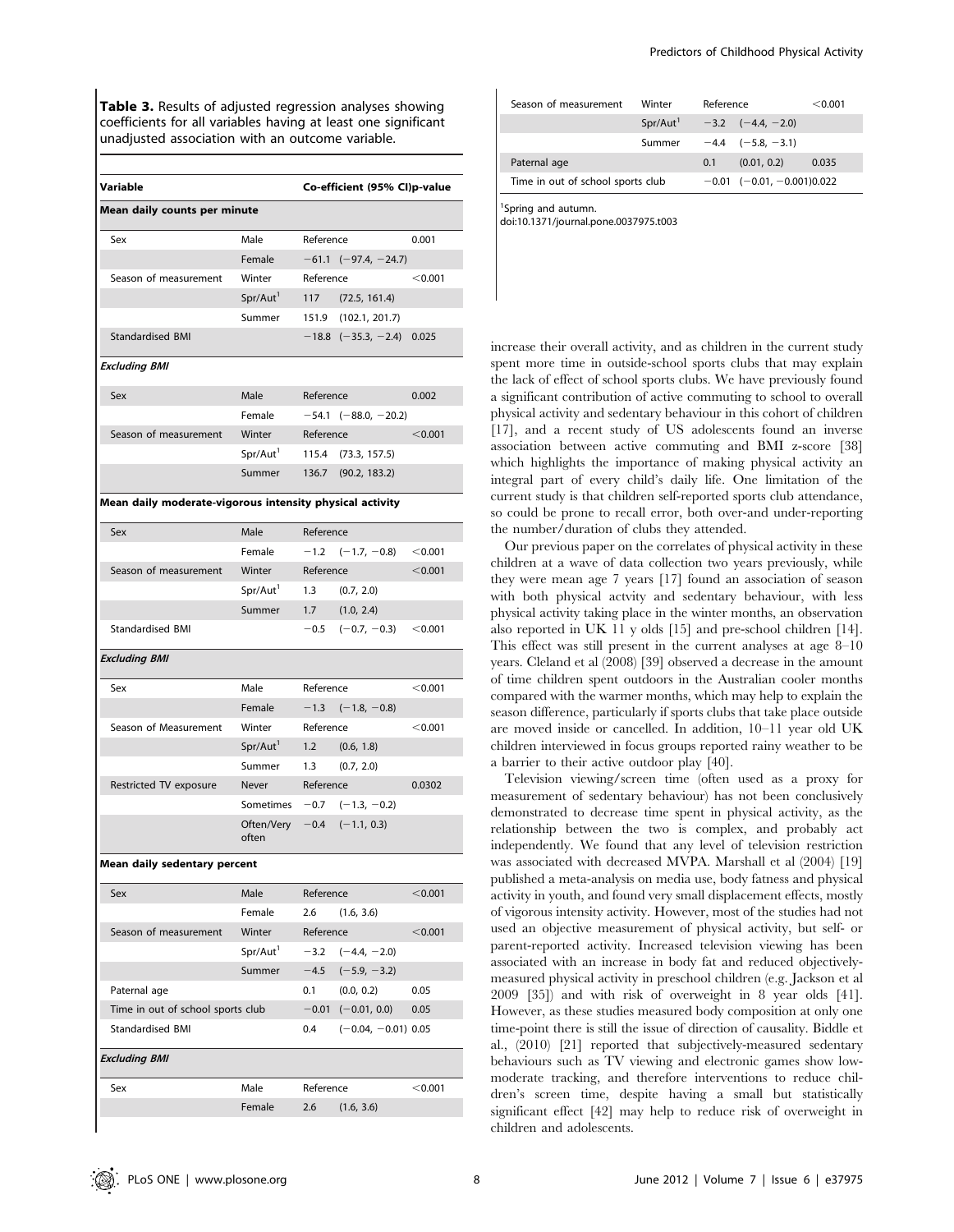**Table 3.** Results of adjusted regression analyses showing coefficients for all variables having at least one significant unadjusted association with an outcome variable.

| Variable | | Co-efficient | (95% CI) | p-value |
|---|---|---|---|---|
| **Mean daily counts per minute** | | | | |
| Sex | Male | Reference | | 0.001 |
| | Female | −61.1 | (−97.4, −24.7) | |
| Season of measurement | Winter | Reference | | <0.001 |
| | Spr/Aut[1] | 117 | (72.5, 161.4) | |
| | Summer | 151.9 | (102.1, 201.7) | |
| Standardised BMI | | −18.8 | (−35.3, −2.4) | 0.025 |
| ***Excluding BMI*** | | | | |
| Sex | Male | Reference | | 0.002 |
| | Female | −54.1 | (−88.0, −20.2) | |
| Season of measurement | Winter | Reference | | <0.001 |
| | Spr/Aut[1] | 115.4 | (73.3, 157.5) | |
| | Summer | 136.7 | (90.2, 183.2) | |
| **Mean daily moderate-vigorous intensity physical activity** | | | | |
| Sex | Male | Reference | | |
| | Female | −1.2 | (−1.7, −0.8) | <0.001 |
| Season of measurement | Winter | Reference | | <0.001 |
| | Spr/Aut[1] | 1.3 | (0.7, 2.0) | |
| | Summer | 1.7 | (1.0, 2.4) | |
| Standardised BMI | | −0.5 | (−0.7, −0.3) | <0.001 |
| ***Excluding BMI*** | | | | |
| Sex | Male | Reference | | <0.001 |
| | Female | −1.3 | (−1.8, −0.8) | |
| Season of Measurement | Winter | Reference | | <0.001 |
| | Spr/Aut[1] | 1.2 | (0.6, 1.8) | |
| | Summer | 1.3 | (0.7, 2.0) | |
| Restricted TV exposure | Never | Reference | | 0.0302 |
| | Sometimes | −0.7 | (−1.3, −0.2) | |
| | Often/Very often | −0.4 | (−1.1, 0.3) | |
| **Mean daily sedentary percent** | | | | |
| Sex | Male | Reference | | <0.001 |
| | Female | 2.6 | (1.6, 3.6) | |
| Season of measurement | Winter | Reference | | <0.001 |
| | Spr/Aut[1] | −3.2 | (−4.4, −2.0) | |
| | Summer | −4.5 | (−5.9, −3.2) | |
| Paternal age | | 0.1 | (0.0, 0.2) | 0.05 |
| Time in out of school sports club | | −0.01 | (−0.01, 0.0) | 0.05 |
| Standardised BMI | | 0.4 | (−0.04, −0.01) | 0.05 |
| ***Excluding BMI*** | | | | |
| Sex | Male | Reference | | <0.001 |
| | Female | 2.6 | (1.6, 3.6) | |
| Season of measurement | Winter | Reference | | <0.001 |
| | Spr/Aut[1] | −3.2 | (−4.4, −2.0) | |
| | Summer | −4.4 | (−5.8, −3.1) | |
| Paternal age | | 0.1 | (0.01, 0.2) | 0.035 |
| Time in out of school sports club | | −0.01 | (−0.01, −0.001) | 0.022 |

[1]Spring and autumn.

doi:10.1371/journal.pone.0037975.t003

increase their overall activity, and as children in the current study spent more time in outside-school sports clubs that may explain the lack of effect of school sports clubs. We have previously found a significant contribution of active commuting to school to overall physical activity and sedentary behaviour in this cohort of children [17], and a recent study of US adolescents found an inverse association between active commuting and BMI z-score [38] which highlights the importance of making physical activity an integral part of every child's daily life. One limitation of the current study is that children self-reported sports club attendance, so could be prone to recall error, both over-and under-reporting the number/duration of clubs they attended.

Our previous paper on the correlates of physical activity in these children at a wave of data collection two years previously, while they were mean age 7 years [17] found an association of season with both physical actvity and sedentary behaviour, with less physical activity taking place in the winter months, an observation also reported in UK 11 y olds [15] and pre-school children [14]. This effect was still present in the current analyses at age 8–10 years. Cleland et al (2008) [39] observed a decrease in the amount of time children spent outdoors in the Australian cooler months compared with the warmer months, which may help to explain the season difference, particularly if sports clubs that take place outside are moved inside or cancelled. In addition, 10–11 year old UK children interviewed in focus groups reported rainy weather to be a barrier to their active outdoor play [40].

Television viewing/screen time (often used as a proxy for measurement of sedentary behaviour) has not been conclusively demonstrated to decrease time spent in physical activity, as the relationship between the two is complex, and probably act independently. We found that any level of television restriction was associated with decreased MVPA. Marshall et al (2004) [19] published a meta-analysis on media use, body fatness and physical activity in youth, and found very small displacement effects, mostly of vigorous intensity activity. However, most of the studies had not used an objective measurement of physical activity, but self- or parent-reported activity. Increased television viewing has been associated with an increase in body fat and reduced objectively-measured physical activity in preschool children (e.g. Jackson et al 2009 [35]) and with risk of overweight in 8 year olds [41]. However, as these studies measured body composition at only one time-point there is still the issue of direction of causality. Biddle et al., (2010) [21] reported that subjectively-measured sedentary behaviours such as TV viewing and electronic games show low-moderate tracking, and therefore interventions to reduce children's screen time, despite having a small but statistically significant effect [42] may help to reduce risk of overweight in children and adolescents.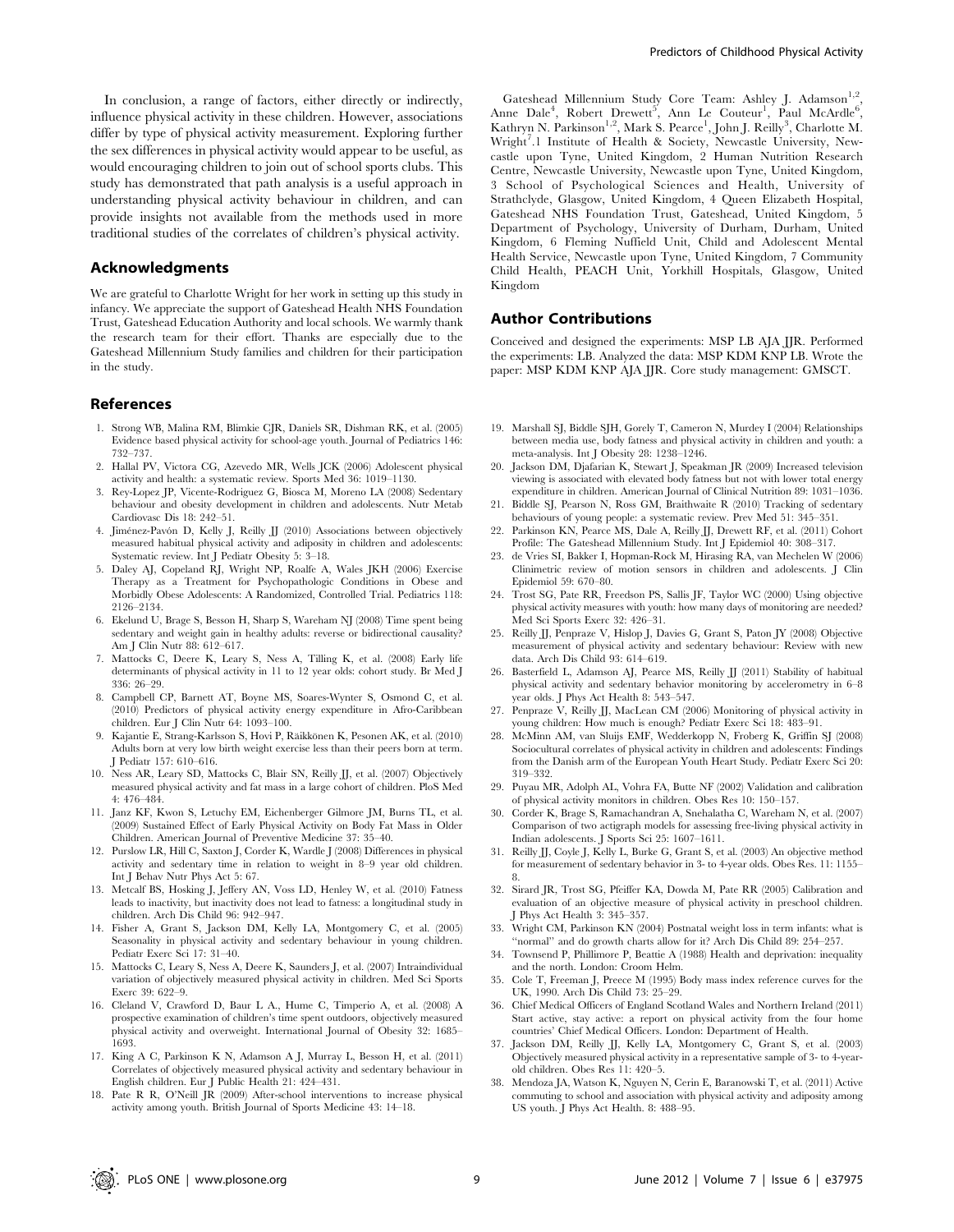In conclusion, a range of factors, either directly or indirectly, influence physical activity in these children. However, associations differ by type of physical activity measurement. Exploring further the sex differences in physical activity would appear to be useful, as would encouraging children to join out of school sports clubs. This study has demonstrated that path analysis is a useful approach in understanding physical activity behaviour in children, and can provide insights not available from the methods used in more traditional studies of the correlates of children's physical activity.

## Acknowledgments

We are grateful to Charlotte Wright for her work in setting up this study in infancy. We appreciate the support of Gateshead Health NHS Foundation Trust, Gateshead Education Authority and local schools. We warmly thank the research team for their effort. Thanks are especially due to the Gateshead Millennium Study families and children for their participation in the study.

Gateshead Millennium Study Core Team: Ashley J. Adamson[1,2], Anne Dale[4], Robert Drewett[5], Ann Le Couteur[1], Paul McArdle[6], Kathryn N. Parkinson[1,2], Mark S. Pearce[1], John J. Reilly[3], Charlotte M. Wright[7].1 Institute of Health & Society, Newcastle University, Newcastle upon Tyne, United Kingdom, 2 Human Nutrition Research Centre, Newcastle University, Newcastle upon Tyne, United Kingdom, 3 School of Psychological Sciences and Health, University of Strathclyde, Glasgow, United Kingdom, 4 Queen Elizabeth Hospital, Gateshead NHS Foundation Trust, Gateshead, United Kingdom, 5 Department of Psychology, University of Durham, Durham, United Kingdom, 6 Fleming Nuffield Unit, Child and Adolescent Mental Health Service, Newcastle upon Tyne, United Kingdom, 7 Community Child Health, PEACH Unit, Yorkhill Hospitals, Glasgow, United Kingdom

## Author Contributions

Conceived and designed the experiments: MSP LB AJA JJR. Performed the experiments: LB. Analyzed the data: MSP KDM KNP LB. Wrote the paper: MSP KDM KNP AJA JJR. Core study management: GMSCT.

## References

1. Strong WB, Malina RM, Blimkie CJR, Daniels SR, Dishman RK, et al. (2005) Evidence based physical activity for school-age youth. Journal of Pediatrics 146: 732–737.
2. Hallal PV, Victora CG, Azevedo MR, Wells JCK (2006) Adolescent physical activity and health: a systematic review. Sports Med 36: 1019–1130.
3. Rey-Lopez JP, Vicente-Rodriguez G, Biosca M, Moreno LA (2008) Sedentary behaviour and obesity development in children and adolescents. Nutr Metab Cardiovasc Dis 18: 242–51.
4. Jiménez-Pavón D, Kelly J, Reilly JJ (2010) Associations between objectively measured habitual physical activity and adiposity in children and adolescents: Systematic review. Int J Pediatr Obesity 5: 3–18.
5. Daley AJ, Copeland RJ, Wright NP, Roalfe A, Wales JKH (2006) Exercise Therapy as a Treatment for Psychopathologic Conditions in Obese and Morbidly Obese Adolescents: A Randomized, Controlled Trial. Pediatrics 118: 2126–2134.
6. Ekelund U, Brage S, Besson H, Sharp S, Wareham NJ (2008) Time spent being sedentary and weight gain in healthy adults: reverse or bidirectional causality? Am J Clin Nutr 88: 612–617.
7. Mattocks C, Deere K, Leary S, Ness A, Tilling K, et al. (2008) Early life determinants of physical activity in 11 to 12 year olds: cohort study. Br Med J 336: 26–29.
8. Campbell CP, Barnett AT, Boyne MS, Soares-Wynter S, Osmond C, et al. (2010) Predictors of physical activity energy expenditure in Afro-Caribbean children. Eur J Clin Nutr 64: 1093–100.
9. Kajantie E, Strang-Karlsson S, Hovi P, Räikkönen K, Pesonen AK, et al. (2010) Adults born at very low birth weight exercise less than their peers born at term. J Pediatr 157: 610–616.
10. Ness AR, Leary SD, Mattocks C, Blair SN, Reilly JJ, et al. (2007) Objectively measured physical activity and fat mass in a large cohort of children. PloS Med 4: 476–484.
11. Janz KF, Kwon S, Letuchy EM, Eichenberger Gilmore JM, Burns TL, et al. (2009) Sustained Effect of Early Physical Activity on Body Fat Mass in Older Children. American Journal of Preventive Medicine 37: 35–40.
12. Purslow LR, Hill C, Saxton J, Corder K, Wardle J (2008) Differences in physical activity and sedentary time in relation to weight in 8–9 year old children. Int J Behav Nutr Phys Act 5: 67.
13. Metcalf BS, Hosking J, Jeffery AN, Voss LD, Henley W, et al. (2010) Fatness leads to inactivity, but inactivity does not lead to fatness: a longitudinal study in children. Arch Dis Child 96: 942–947.
14. Fisher A, Grant S, Jackson DM, Kelly LA, Montgomery C, et al. (2005) Seasonality in physical activity and sedentary behaviour in young children. Pediatr Exerc Sci 17: 31–40.
15. Mattocks C, Leary S, Ness A, Deere K, Saunders J, et al. (2007) Intraindividual variation of objectively measured physical activity in children. Med Sci Sports Exerc 39: 622–9.
16. Cleland V, Crawford D, Baur L A., Hume C, Timperio A, et al. (2008) A prospective examination of children's time spent outdoors, objectively measured physical activity and overweight. International Journal of Obesity 32: 1685–1693.
17. King A C, Parkinson K N, Adamson A J, Murray L, Besson H, et al. (2011) Correlates of objectively measured physical activity and sedentary behaviour in English children. Eur J Public Health 21: 424–431.
18. Pate R R, O'Neill JR (2009) After-school interventions to increase physical activity among youth. British Journal of Sports Medicine 43: 14–18.
19. Marshall SJ, Biddle SJH, Gorely T, Cameron N, Murdey I (2004) Relationships between media use, body fatness and physical activity in children and youth: a meta-analysis. Int J Obesity 28: 1238–1246.
20. Jackson DM, Djafarian K, Stewart J, Speakman JR (2009) Increased television viewing is associated with elevated body fatness but not with lower total energy expenditure in children. American Journal of Clinical Nutrition 89: 1031–1036.
21. Biddle SJ, Pearson N, Ross GM, Braithwaite R (2010) Tracking of sedentary behaviours of young people: a systematic review. Prev Med 51: 345–351.
22. Parkinson KN, Pearce MS, Dale A, Reilly JJ, Drewett RF, et al. (2011) Cohort Profile: The Gateshead Millennium Study. Int J Epidemiol 40: 308–317.
23. de Vries SI, Bakker I, Hopman-Rock M, Hirasing RA, van Mechelen W (2006) Clinimetric review of motion sensors in children and adolescents. J Clin Epidemiol 59: 670–80.
24. Trost SG, Pate RR, Freedson PS, Sallis JF, Taylor WC (2000) Using objective physical activity measures with youth: how many days of monitoring are needed? Med Sci Sports Exerc 32: 426–31.
25. Reilly JJ, Penpraze V, Hislop J, Davies G, Grant S, Paton JY (2008) Objective measurement of physical activity and sedentary behaviour: Review with new data. Arch Dis Child 93: 614–619.
26. Basterfield L, Adamson AJ, Pearce MS, Reilly JJ (2011) Stability of habitual physical activity and sedentary behavior monitoring by accelerometry in 6–8 year olds. J Phys Act Health 8: 543–547.
27. Penpraze V, Reilly JJ, MacLean CM (2006) Monitoring of physical activity in young children: How much is enough? Pediatr Exerc Sci 18: 483–91.
28. McMinn AM, van Sluijs EMF, Wedderkopp N, Froberg K, Griffin SJ (2008) Sociocultural correlates of physical activity in children and adolescents: Findings from the Danish arm of the European Youth Heart Study. Pediatr Exerc Sci 20: 319–332.
29. Puyau MR, Adolph AL, Vohra FA, Butte NF (2002) Validation and calibration of physical activity monitors in children. Obes Res 10: 150–157.
30. Corder K, Brage S, Ramachandran A, Snehalatha C, Wareham N, et al. (2007) Comparison of two actigraph models for assessing free-living physical activity in Indian adolescents. J Sports Sci 25: 1607–1611.
31. Reilly JJ, Coyle J, Kelly L, Burke G, Grant S, et al. (2003) An objective method for measurement of sedentary behavior in 3- to 4-year olds. Obes Res. 11: 1155–8.
32. Sirard JR, Trost SG, Pfeiffer KA, Dowda M, Pate RR (2005) Calibration and evaluation of an objective measure of physical activity in preschool children. J Phys Act Health 3: 345–357.
33. Wright CM, Parkinson KN (2004) Postnatal weight loss in term infants: what is "normal" and do growth charts allow for it? Arch Dis Child 89: 254–257.
34. Townsend P, Phillimore P, Beattie A (1988) Health and deprivation: inequality and the north. London: Croom Helm.
35. Cole T, Freeman J, Preece M (1995) Body mass index reference curves for the UK, 1990. Arch Dis Child 73: 25–29.
36. Chief Medical Officers of England Scotland Wales and Northern Ireland (2011) Start active, stay active: a report on physical activity from the four home countries' Chief Medical Officers. London: Department of Health.
37. Jackson DM, Reilly JJ, Kelly LA, Montgomery C, Grant S, et al. (2003) Objectively measured physical activity in a representative sample of 3- to 4-year-old children. Obes Res 11: 420–5.
38. Mendoza JA, Watson K, Nguyen N, Cerin E, Baranowski T, et al. (2011) Active commuting to school and association with physical activity and adiposity among US youth. J Phys Act Health. 8: 488–95.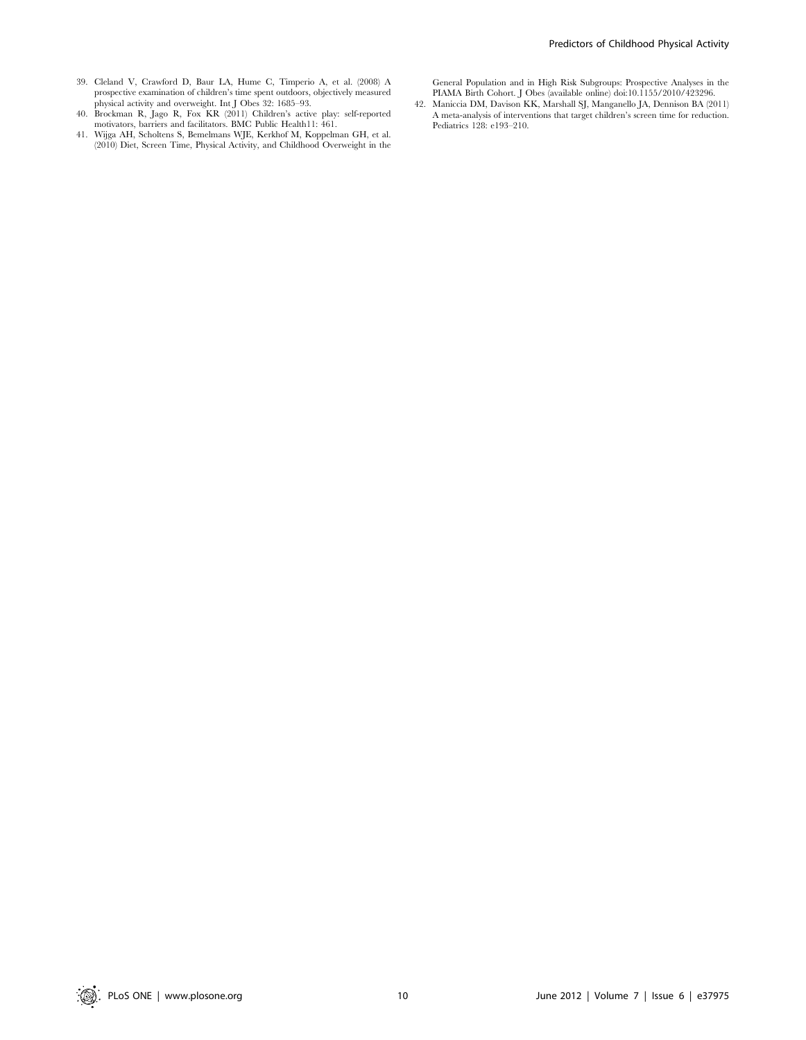39. Cleland V, Crawford D, Baur LA, Hume C, Timperio A, et al. (2008) A prospective examination of children's time spent outdoors, objectively measured physical activity and overweight. Int J Obes 32: 1685–93.
40. Brockman R, Jago R, Fox KR (2011) Children's active play: self-reported motivators, barriers and facilitators. BMC Public Health11: 461.
41. Wijga AH, Scholtens S, Bemelmans WJE, Kerkhof M, Koppelman GH, et al. (2010) Diet, Screen Time, Physical Activity, and Childhood Overweight in the General Population and in High Risk Subgroups: Prospective Analyses in the PIAMA Birth Cohort. J Obes (available online) doi:10.1155/2010/423296.
42. Maniccia DM, Davison KK, Marshall SJ, Manganello JA, Dennison BA (2011) A meta-analysis of interventions that target children's screen time for reduction. Pediatrics 128: e193–210.